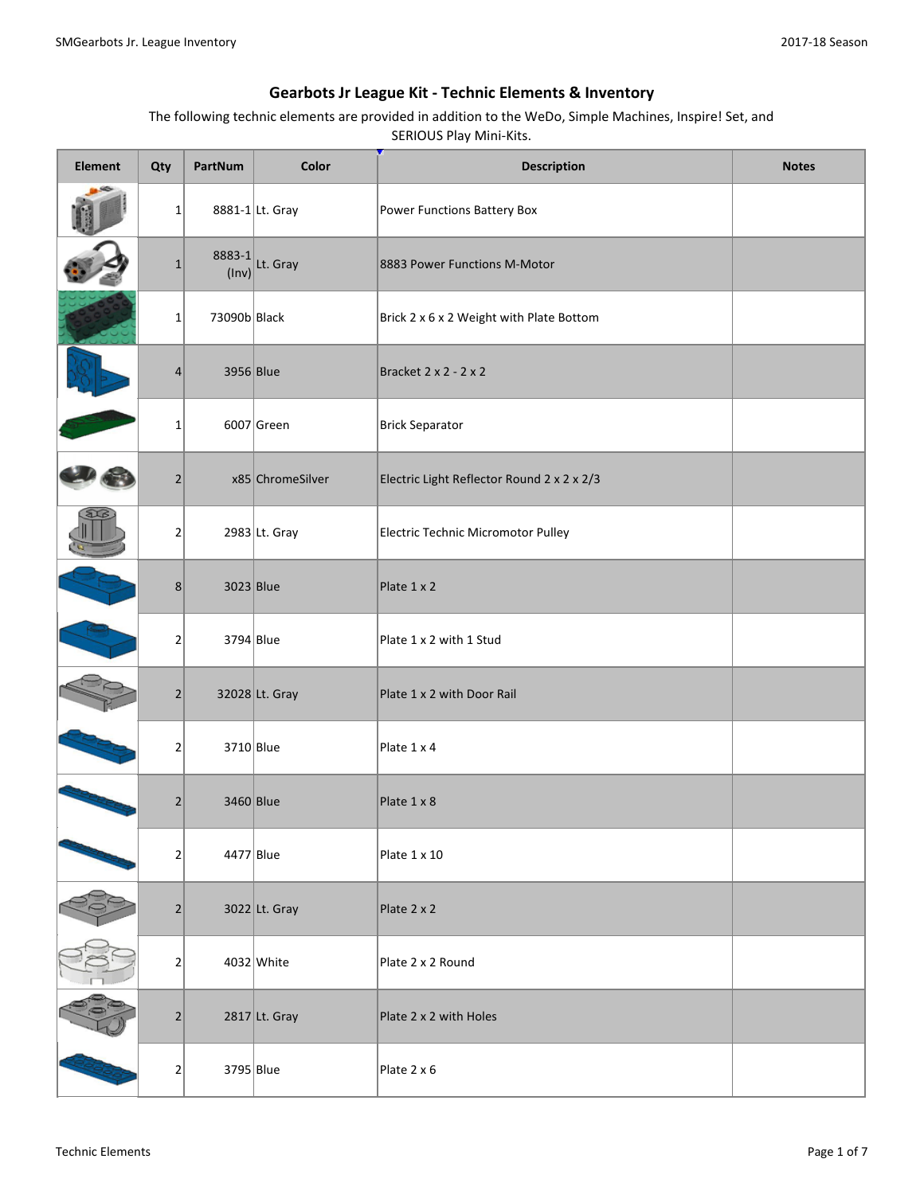# Gearbots Jr League Kit - Technic Elements & Inventory

The following technic elements are provided in addition to the WeDo, Simple Machines, Inspire! Set, and SERIOUS Play Mini-Kits.

| Element | Qty | PartNum | Color | Description | Notes |
|---|---|---|---|---|---|
| | 1 | 8881-1 | Lt. Gray | Power Functions Battery Box | |
| | 1 | 8883-1 (Inv) | Lt. Gray | 8883 Power Functions M-Motor | |
| | 1 | 73090b | Black | Brick 2 x 6 x 2 Weight with Plate Bottom | |
| | 4 | 3956 | Blue | Bracket 2 x 2 - 2 x 2 | |
| | 1 | 6007 | Green | Brick Separator | |
| | 2 | x85 | ChromeSilver | Electric Light Reflector Round 2 x 2 x 2/3 | |
| | 2 | 2983 | Lt. Gray | Electric Technic Micromotor Pulley | |
| | 8 | 3023 | Blue | Plate 1 x 2 | |
| | 2 | 3794 | Blue | Plate 1 x 2 with 1 Stud | |
| | 2 | 32028 | Lt. Gray | Plate 1 x 2 with Door Rail | |
| | 2 | 3710 | Blue | Plate 1 x 4 | |
| | 2 | 3460 | Blue | Plate 1 x 8 | |
| | 2 | 4477 | Blue | Plate 1 x 10 | |
| | 2 | 3022 | Lt. Gray | Plate 2 x 2 | |
| | 2 | 4032 | White | Plate 2 x 2 Round | |
| | 2 | 2817 | Lt. Gray | Plate 2 x 2 with Holes | |
| | 2 | 3795 | Blue | Plate 2 x 6 | |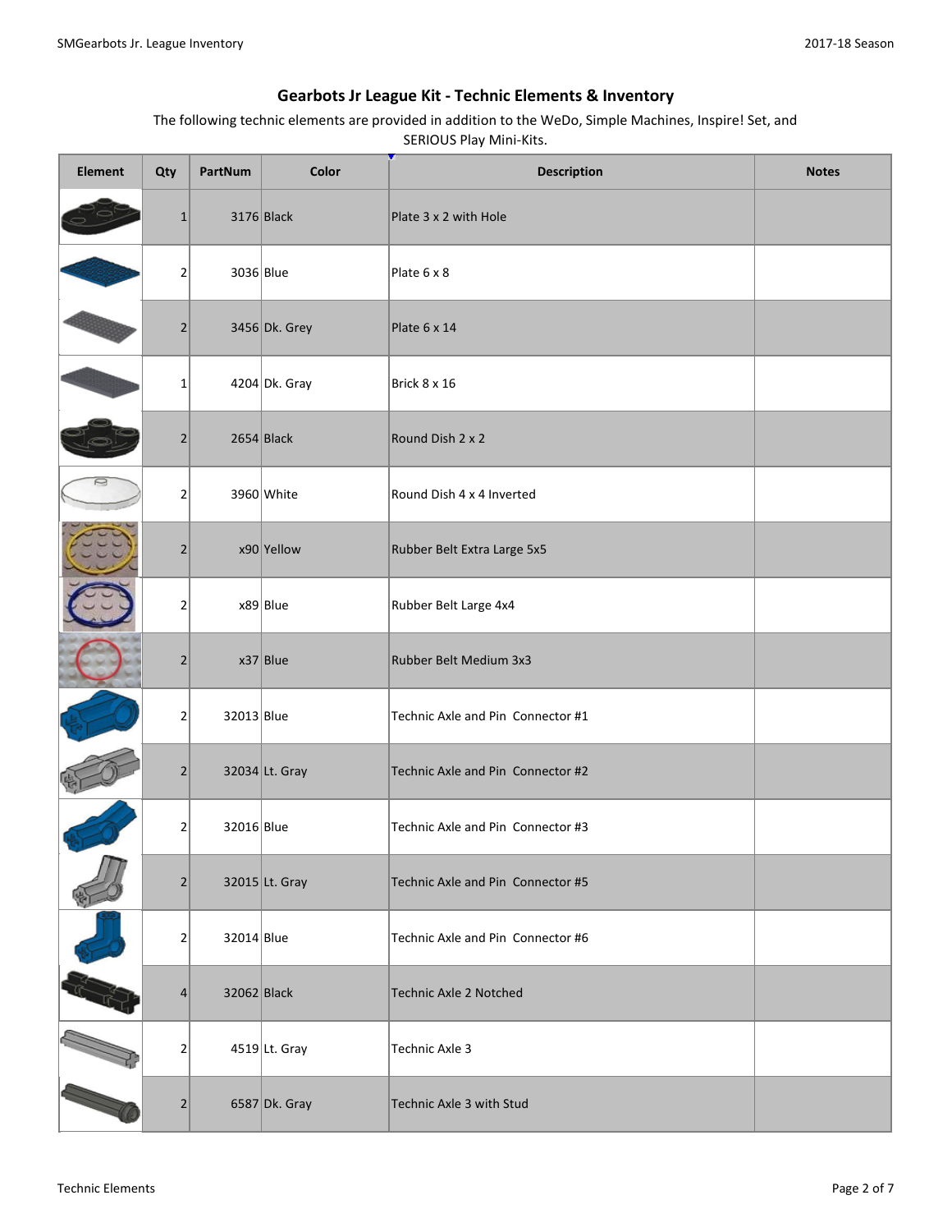## Gearbots Jr League Kit - Technic Elements & Inventory

The following technic elements are provided in addition to the WeDo, Simple Machines, Inspire! Set, and SERIOUS Play Mini-Kits.

| Element | Qty | PartNum | Color | Description | Notes |
|---|---|---|---|---|---|
| | 1 | 3176 | Black | Plate 3 x 2 with Hole | |
| | 2 | 3036 | Blue | Plate 6 x 8 | |
| | 2 | 3456 | Dk. Grey | Plate 6 x 14 | |
| | 1 | 4204 | Dk. Gray | Brick 8 x 16 | |
| | 2 | 2654 | Black | Round Dish 2 x 2 | |
| | 2 | 3960 | White | Round Dish 4 x 4 Inverted | |
| | 2 | x90 | Yellow | Rubber Belt Extra Large 5x5 | |
| | 2 | x89 | Blue | Rubber Belt Large 4x4 | |
| | 2 | x37 | Blue | Rubber Belt Medium 3x3 | |
| | 2 | 32013 | Blue | Technic Axle and Pin Connector #1 | |
| | 2 | 32034 | Lt. Gray | Technic Axle and Pin Connector #2 | |
| | 2 | 32016 | Blue | Technic Axle and Pin Connector #3 | |
| | 2 | 32015 | Lt. Gray | Technic Axle and Pin Connector #5 | |
| | 2 | 32014 | Blue | Technic Axle and Pin Connector #6 | |
| | 4 | 32062 | Black | Technic Axle 2 Notched | |
| | 2 | 4519 | Lt. Gray | Technic Axle 3 | |
| | 2 | 6587 | Dk. Gray | Technic Axle 3 with Stud | |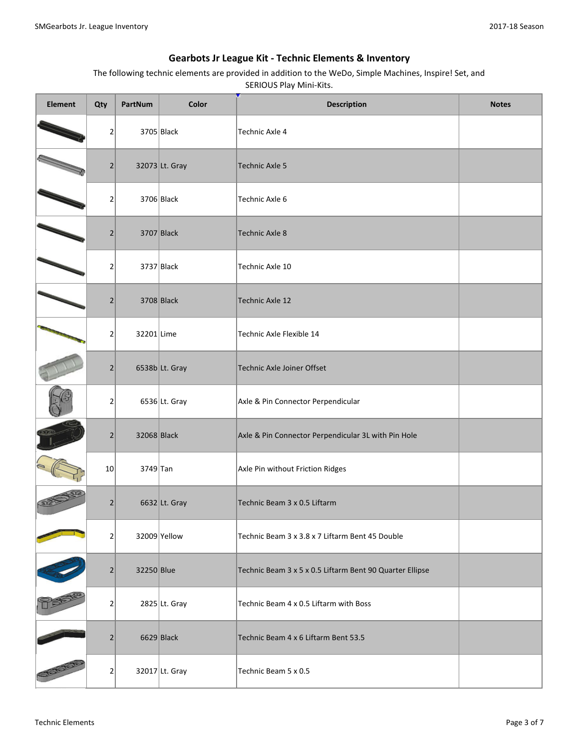## Gearbots Jr League Kit - Technic Elements & Inventory

The following technic elements are provided in addition to the WeDo, Simple Machines, Inspire! Set, and SERIOUS Play Mini-Kits.

| Element | Qty | PartNum | Color | Description | Notes |
|---|---|---|---|---|---|
| | 2 | 3705 | Black | Technic Axle 4 | |
| | 2 | 32073 | Lt. Gray | Technic Axle 5 | |
| | 2 | 3706 | Black | Technic Axle 6 | |
| | 2 | 3707 | Black | Technic Axle 8 | |
| | 2 | 3737 | Black | Technic Axle 10 | |
| | 2 | 3708 | Black | Technic Axle 12 | |
| | 2 | 32201 | Lime | Technic Axle Flexible 14 | |
| | 2 | 6538b | Lt. Gray | Technic Axle Joiner Offset | |
| | 2 | 6536 | Lt. Gray | Axle & Pin Connector Perpendicular | |
| | 2 | 32068 | Black | Axle & Pin Connector Perpendicular 3L with Pin Hole | |
| | 10 | 3749 | Tan | Axle Pin without Friction Ridges | |
| | 2 | 6632 | Lt. Gray | Technic Beam 3 x 0.5 Liftarm | |
| | 2 | 32009 | Yellow | Technic Beam 3 x 3.8 x 7 Liftarm Bent 45 Double | |
| | 2 | 32250 | Blue | Technic Beam 3 x 5 x 0.5 Liftarm Bent 90 Quarter Ellipse | |
| | 2 | 2825 | Lt. Gray | Technic Beam 4 x 0.5 Liftarm with Boss | |
| | 2 | 6629 | Black | Technic Beam 4 x 6 Liftarm Bent 53.5 | |
| | 2 | 32017 | Lt. Gray | Technic Beam 5 x 0.5 | |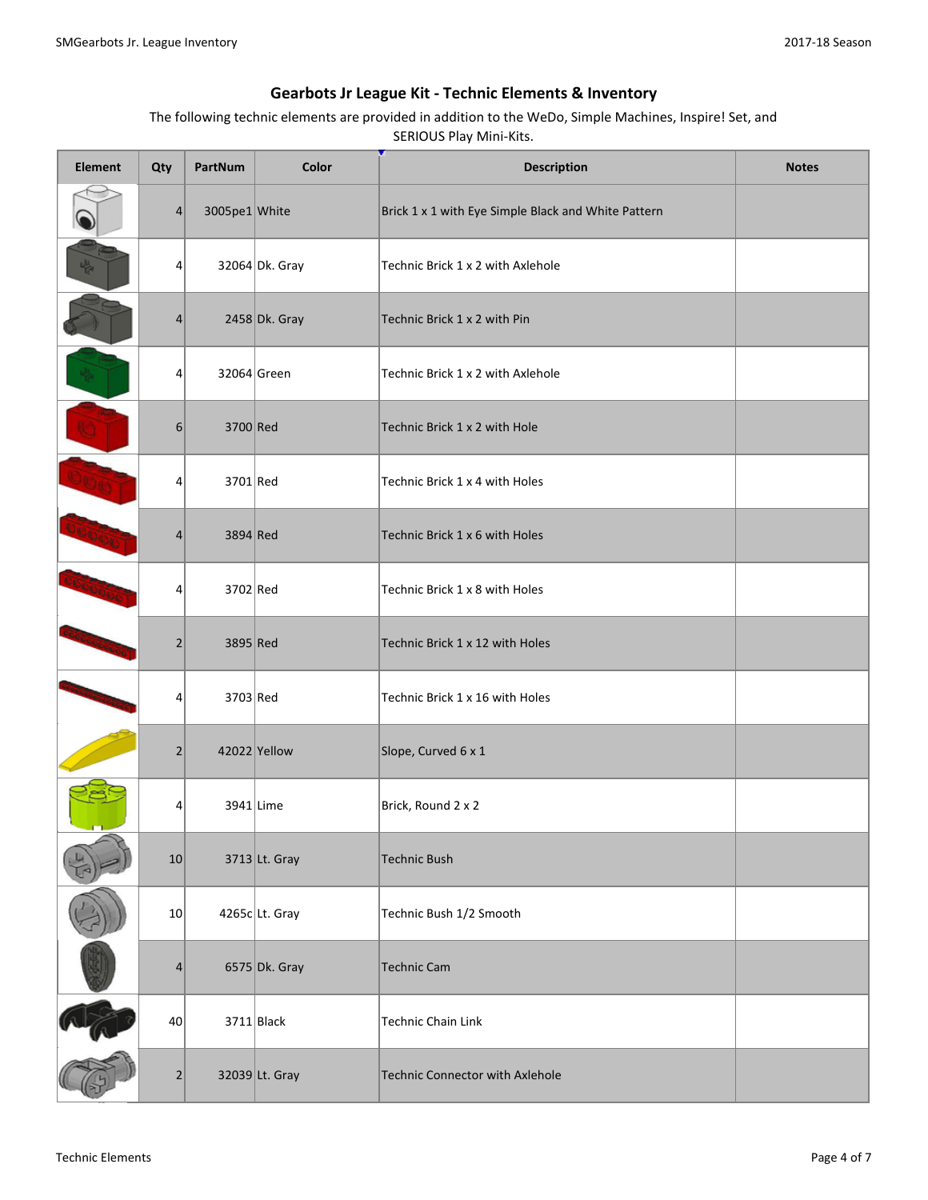## Gearbots Jr League Kit - Technic Elements & Inventory

The following technic elements are provided in addition to the WeDo, Simple Machines, Inspire! Set, and SERIOUS Play Mini-Kits.

| Element | Qty | PartNum | Color | Description | Notes |
|---|---|---|---|---|---|
| | 4 | 3005pe1 | White | Brick 1 x 1 with Eye Simple Black and White Pattern | |
| | 4 | 32064 | Dk. Gray | Technic Brick 1 x 2 with Axlehole | |
| | 4 | 2458 | Dk. Gray | Technic Brick 1 x 2 with Pin | |
| | 4 | 32064 | Green | Technic Brick 1 x 2 with Axlehole | |
| | 6 | 3700 | Red | Technic Brick 1 x 2 with Hole | |
| | 4 | 3701 | Red | Technic Brick 1 x 4 with Holes | |
| | 4 | 3894 | Red | Technic Brick 1 x 6 with Holes | |
| | 4 | 3702 | Red | Technic Brick 1 x 8 with Holes | |
| | 2 | 3895 | Red | Technic Brick 1 x 12 with Holes | |
| | 4 | 3703 | Red | Technic Brick 1 x 16 with Holes | |
| | 2 | 42022 | Yellow | Slope, Curved 6 x 1 | |
| | 4 | 3941 | Lime | Brick, Round 2 x 2 | |
| | 10 | 3713 | Lt. Gray | Technic Bush | |
| | 10 | 4265c | Lt. Gray | Technic Bush 1/2 Smooth | |
| | 4 | 6575 | Dk. Gray | Technic Cam | |
| | 40 | 3711 | Black | Technic Chain Link | |
| | 2 | 32039 | Lt. Gray | Technic Connector with Axlehole | |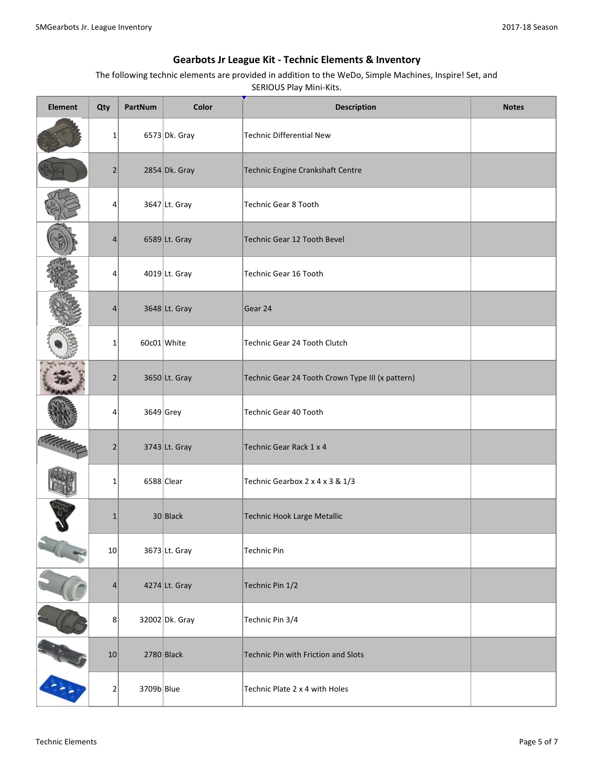## Gearbots Jr League Kit - Technic Elements & Inventory

The following technic elements are provided in addition to the WeDo, Simple Machines, Inspire! Set, and SERIOUS Play Mini-Kits.

| Element | Qty | PartNum | Color | Description | Notes |
|---|---|---|---|---|---|
| | 1 | 6573 | Dk. Gray | Technic Differential New | |
| | 2 | 2854 | Dk. Gray | Technic Engine Crankshaft Centre | |
| | 4 | 3647 | Lt. Gray | Technic Gear 8 Tooth | |
| | 4 | 6589 | Lt. Gray | Technic Gear 12 Tooth Bevel | |
| | 4 | 4019 | Lt. Gray | Technic Gear 16 Tooth | |
| | 4 | 3648 | Lt. Gray | Gear 24 | |
| | 1 | 60c01 | White | Technic Gear 24 Tooth Clutch | |
| | 2 | 3650 | Lt. Gray | Technic Gear 24 Tooth Crown Type III (x pattern) | |
| | 4 | 3649 | Grey | Technic Gear 40 Tooth | |
| | 2 | 3743 | Lt. Gray | Technic Gear Rack 1 x 4 | |
| | 1 | 6588 | Clear | Technic Gearbox 2 x 4 x 3 & 1/3 | |
| | 1 | 30 | Black | Technic Hook Large Metallic | |
| | 10 | 3673 | Lt. Gray | Technic Pin | |
| | 4 | 4274 | Lt. Gray | Technic Pin 1/2 | |
| | 8 | 32002 | Dk. Gray | Technic Pin 3/4 | |
| | 10 | 2780 | Black | Technic Pin with Friction and Slots | |
| | 2 | 3709b | Blue | Technic Plate 2 x 4 with Holes | |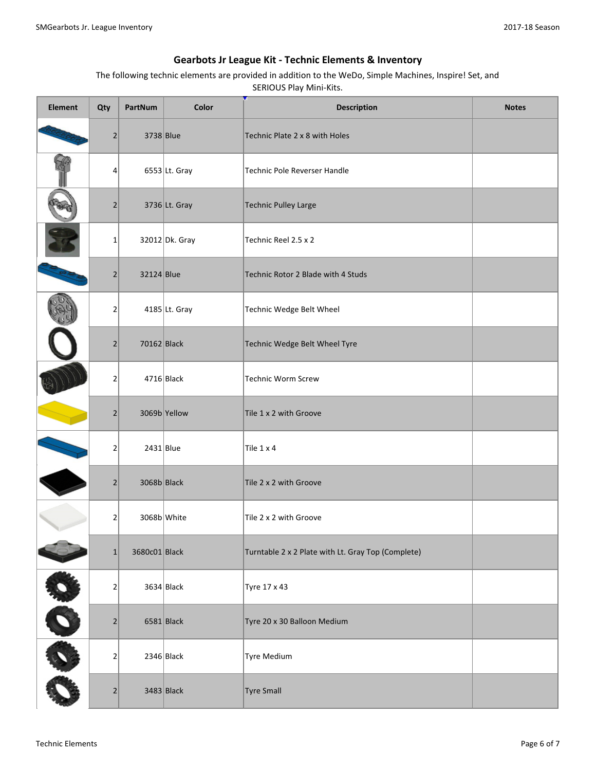# Gearbots Jr League Kit - Technic Elements & Inventory

The following technic elements are provided in addition to the WeDo, Simple Machines, Inspire! Set, and SERIOUS Play Mini-Kits.

| Element | Qty | PartNum | Color | Description | Notes |
|---|---|---|---|---|---|
| | 2 | 3738 | Blue | Technic Plate 2 x 8 with Holes | |
| | 4 | 6553 | Lt. Gray | Technic Pole Reverser Handle | |
| | 2 | 3736 | Lt. Gray | Technic Pulley Large | |
| | 1 | 32012 | Dk. Gray | Technic Reel 2.5 x 2 | |
| | 2 | 32124 | Blue | Technic Rotor 2 Blade with 4 Studs | |
| | 2 | 4185 | Lt. Gray | Technic Wedge Belt Wheel | |
| | 2 | 70162 | Black | Technic Wedge Belt Wheel Tyre | |
| | 2 | 4716 | Black | Technic Worm Screw | |
| | 2 | 3069b | Yellow | Tile 1 x 2 with Groove | |
| | 2 | 2431 | Blue | Tile 1 x 4 | |
| | 2 | 3068b | Black | Tile 2 x 2 with Groove | |
| | 2 | 3068b | White | Tile 2 x 2 with Groove | |
| | 1 | 3680c01 | Black | Turntable 2 x 2 Plate with Lt. Gray Top (Complete) | |
| | 2 | 3634 | Black | Tyre 17 x 43 | |
| | 2 | 6581 | Black | Tyre 20 x 30 Balloon Medium | |
| | 2 | 2346 | Black | Tyre Medium | |
| | 2 | 3483 | Black | Tyre Small | |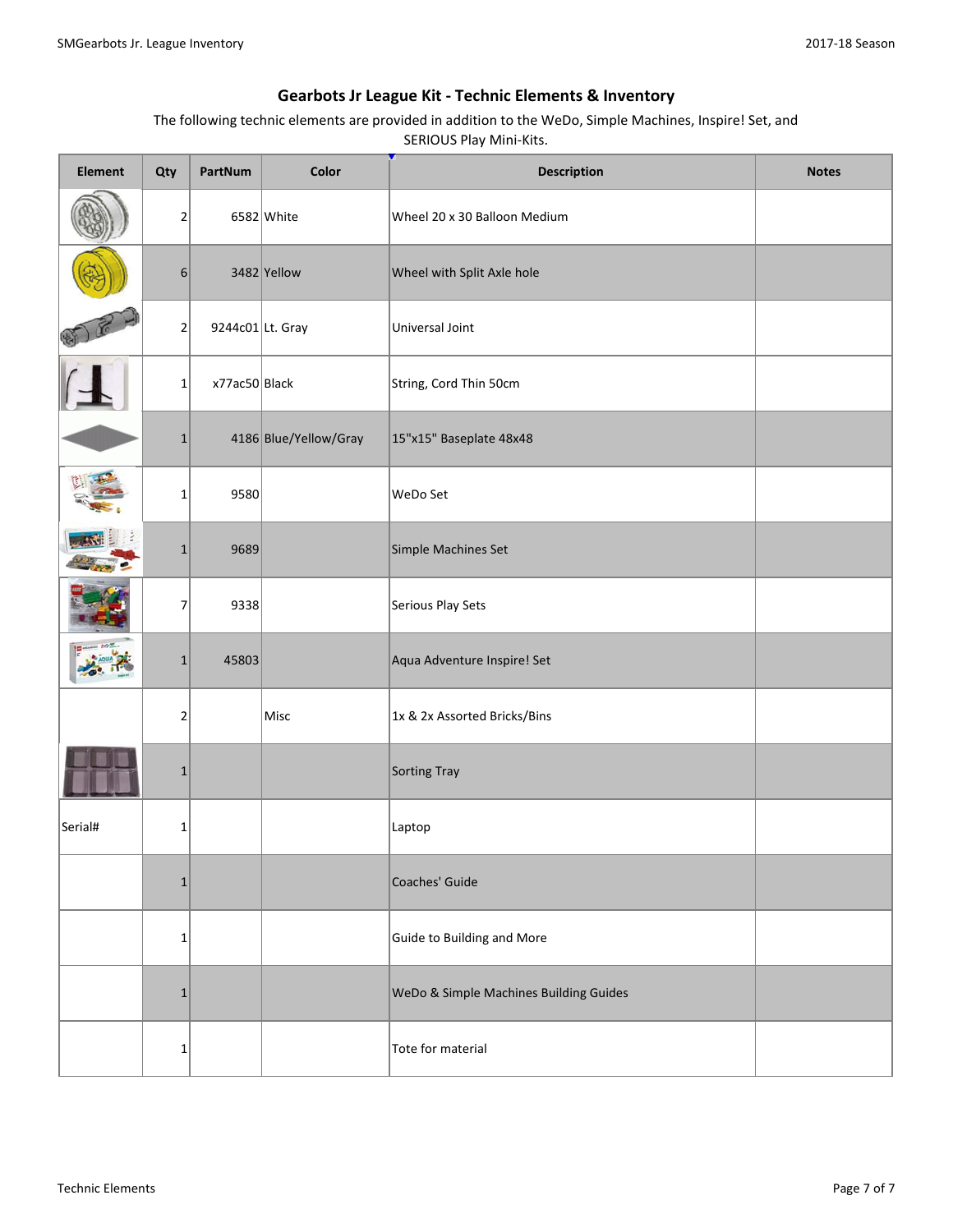## Gearbots Jr League Kit - Technic Elements & Inventory

The following technic elements are provided in addition to the WeDo, Simple Machines, Inspire! Set, and SERIOUS Play Mini-Kits.

| Element | Qty | PartNum | Color | Description | Notes |
|---|---|---|---|---|---|
| | 2 | 6582 | White | Wheel 20 x 30 Balloon Medium | |
| | 6 | 3482 | Yellow | Wheel with Split Axle hole | |
| | 2 | 9244c01 | Lt. Gray | Universal Joint | |
| | 1 | x77ac50 | Black | String, Cord Thin 50cm | |
| | 1 | 4186 | Blue/Yellow/Gray | 15"x15" Baseplate 48x48 | |
| | 1 | 9580 | | WeDo Set | |
| | 1 | 9689 | | Simple Machines Set | |
| | 7 | 9338 | | Serious Play Sets | |
| | 1 | 45803 | | Aqua Adventure Inspire! Set | |
| | 2 | | Misc | 1x & 2x Assorted Bricks/Bins | |
| | 1 | | | Sorting Tray | |
| Serial# | 1 | | | Laptop | |
| | 1 | | | Coaches' Guide | |
| | 1 | | | Guide to Building and More | |
| | 1 | | | WeDo & Simple Machines Building Guides | |
| | 1 | | | Tote for material | |